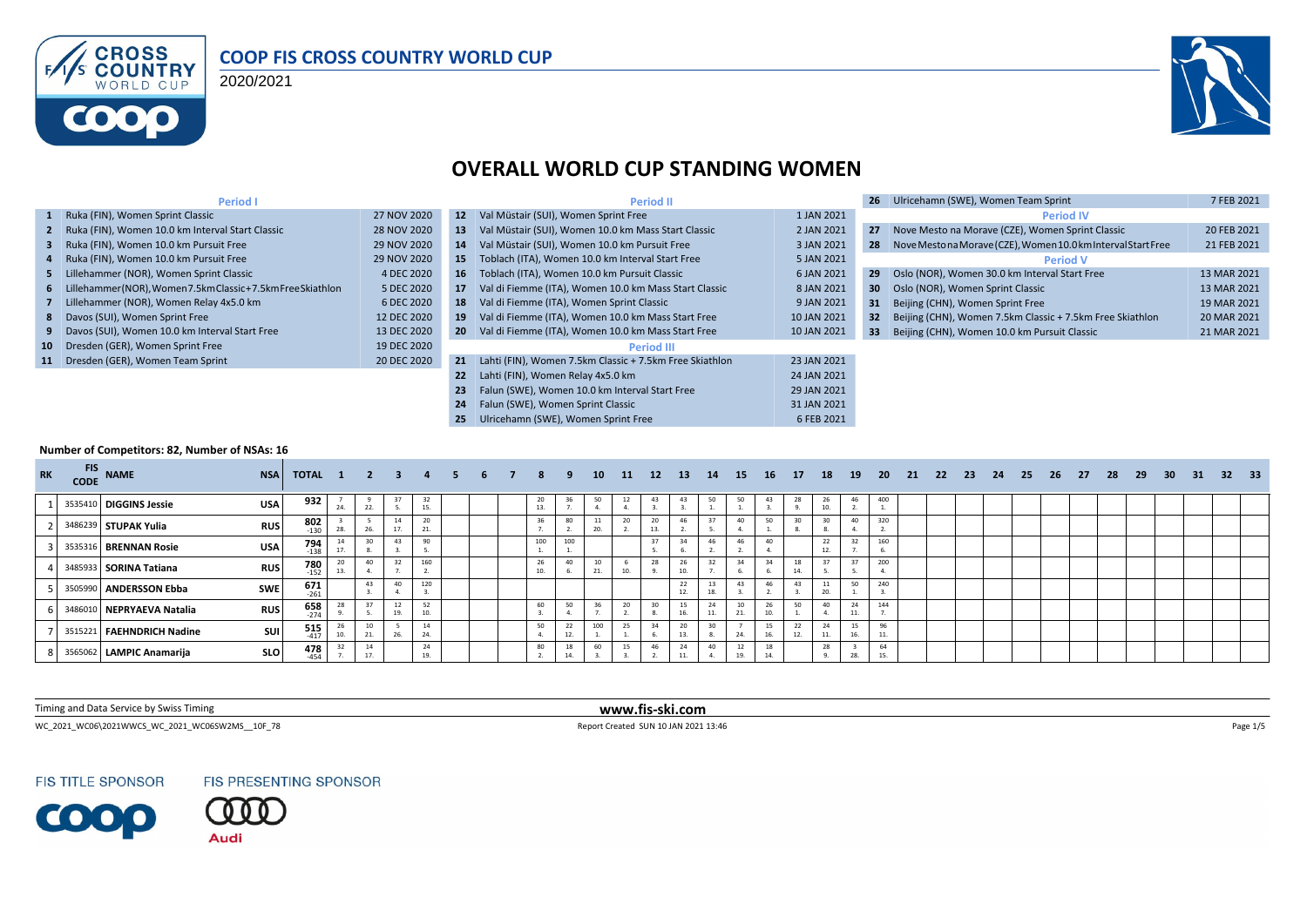# COOP FIS CROSS COUNTRY WORLD CUP

2020/2021

## OVERALL WORLD CUP STANDING WOMEN

| # | Period I | Date |
|---|---|---|
| 1 | Ruka (FIN), Women Sprint Classic | 27 NOV 2020 |
| 2 | Ruka (FIN), Women 10.0 km Interval Start Classic | 28 NOV 2020 |
| 3 | Ruka (FIN), Women 10.0 km Pursuit Free | 29 NOV 2020 |
| 4 | Ruka (FIN), Women 10.0 km Pursuit Free | 29 NOV 2020 |
| 5 | Lillehammer (NOR), Women Sprint Classic | 4 DEC 2020 |
| 6 | Lillehammer(NOR), Women7.5km Classic+7.5km Free Skiathlon | 5 DEC 2020 |
| 7 | Lillehammer (NOR), Women Relay 4x5.0 km | 6 DEC 2020 |
| 8 | Davos (SUI), Women Sprint Free | 12 DEC 2020 |
| 9 | Davos (SUI), Women 10.0 km Interval Start Free | 13 DEC 2020 |
| 10 | Dresden (GER), Women Sprint Free | 19 DEC 2020 |
| 11 | Dresden (GER), Women Team Sprint | 20 DEC 2020 |

| # | Period II | Date |
|---|---|---|
| 12 | Val Müstair (SUI), Women Sprint Free | 1 JAN 2021 |
| 13 | Val Müstair (SUI), Women 10.0 km Mass Start Classic | 2 JAN 2021 |
| 14 | Val Müstair (SUI), Women 10.0 km Pursuit Free | 3 JAN 2021 |
| 15 | Toblach (ITA), Women 10.0 km Interval Start Free | 5 JAN 2021 |
| 16 | Toblach (ITA), Women 10.0 km Pursuit Classic | 6 JAN 2021 |
| 17 | Val di Fiemme (ITA), Women 10.0 km Mass Start Classic | 8 JAN 2021 |
| 18 | Val di Fiemme (ITA), Women Sprint Classic | 9 JAN 2021 |
| 19 | Val di Fiemme (ITA), Women 10.0 km Mass Start Free | 10 JAN 2021 |
| 20 | Val di Fiemme (ITA), Women 10.0 km Mass Start Free | 10 JAN 2021 |

| # | Period III | Date |
|---|---|---|
| 21 | Lahti (FIN), Women 7.5km Classic + 7.5km Free Skiathlon | 23 JAN 2021 |
| 22 | Lahti (FIN), Women Relay 4x5.0 km | 24 JAN 2021 |
| 23 | Falun (SWE), Women 10.0 km Interval Start Free | 29 JAN 2021 |
| 24 | Falun (SWE), Women Sprint Classic | 31 JAN 2021 |
| 25 | Ulricehamn (SWE), Women Sprint Free | 6 FEB 2021 |
| 26 | Ulricehamn (SWE), Women Team Sprint | 7 FEB 2021 |

| # | Period IV | Date |
|---|---|---|
| 27 | Nove Mesto na Morave (CZE), Women Sprint Classic | 20 FEB 2021 |
| 28 | Nove Mesto na Morave (CZE), Women 10.0 km Interval Start Free | 21 FEB 2021 |

| # | Period V | Date |
|---|---|---|
| 29 | Oslo (NOR), Women 30.0 km Interval Start Free | 13 MAR 2021 |
| 30 | Oslo (NOR), Women Sprint Classic | 13 MAR 2021 |
| 31 | Beijing (CHN), Women Sprint Free | 19 MAR 2021 |
| 32 | Beijing (CHN), Women 7.5km Classic + 7.5km Free Skiathlon | 20 MAR 2021 |
| 33 | Beijing (CHN), Women 10.0 km Pursuit Classic | 21 MAR 2021 |

**Number of Competitors: 82, Number of NSAs: 16**

| RK | FIS CODE | NAME | NSA | TOTAL | 1 | 2 | 3 | 4 | 5 | 6 | 7 | 8 | 9 | 10 | 11 | 12 | 13 | 14 | 15 | 16 | 17 | 18 | 19 | 20 | 21 | 22 | 23 | 24 | 25 | 26 | 27 | 28 | 29 | 30 | 31 | 32 | 33 |
|---|---|---|---|---|---|---|---|---|---|---|---|---|---|---|---|---|---|---|---|---|---|---|---|---|---|---|---|---|---|---|---|---|---|---|---|---|---|
| 1 | 3535410 | **DIGGINS Jessie** | USA | 932 | 7 24. | 9 22. | 37 5. | 32 15. | | | | 20 13. | 36 7. | 50 4. | 12 4. | 43 3. | 43 3. | 50 1. | 50 1. | 43 3. | 28 9. | 26 10. | 46 2. | 400 1. | | | | | | | | | | | | | |
| 2 | 3486239 | **STUPAK Yulia** | RUS | 802 -130 | 3 28. | 5 26. | 14 17. | 20 21. | | | | 36 7. | 80 2. | 11 20. | 20 2. | 20 13. | 46 2. | 37 5. | 40 4. | 50 1. | 30 8. | 30 8. | 40 4. | 320 2. | | | | | | | | | | | | | |
| 3 | 3535316 | **BRENNAN Rosie** | USA | 794 -138 | 14 17. | 30 8. | 43 3. | 90 5. | | | | 100 1. | 100 1. | | | 37 5. | 34 6. | 46 2. | 46 2. | 40 4. | | 22 12. | 32 7. | 160 6. | | | | | | | | | | | | | |
| 4 | 3485933 | **SORINA Tatiana** | RUS | 780 -152 | 20 13. | 40 4. | 32 7. | 160 2. | | | | 26 10. | 40 6. | 10 21. | 6 10. | 28 9. | 26 10. | 32 7. | 34 6. | 34 6. | 18 14. | 37 5. | 37 5. | 200 4. | | | | | | | | | | | | | |
| 5 | 3505990 | **ANDERSSON Ebba** | SWE | 671 -261 | | 43 3. | 40 4. | 120 3. | | | | | | | | | 22 12. | 13 18. | 43 3. | 46 2. | 43 3. | 11 20. | 50 1. | 240 3. | | | | | | | | | | | | | |
| 6 | 3486010 | **NEPRYAEVA Natalia** | RUS | 658 -274 | 28 9. | 37 5. | 12 19. | 52 10. | | | | 60 3. | 50 4. | 36 7. | 20 2. | 30 8. | 15 16. | 24 11. | 10 21. | 26 10. | 50 1. | 40 4. | 24 11. | 144 7. | | | | | | | | | | | | | |
| 7 | 3515221 | **FAEHNDRICH Nadine** | SUI | 515 -417 | 26 10. | 10 21. | 5 26. | 14 24. | | | | 50 4. | 22 12. | 100 1. | 25 1. | 34 6. | 20 13. | 30 8. | 7 24. | 15 16. | 22 12. | 24 11. | 15 16. | 96 11. | | | | | | | | | | | | | |
| 8 | 3565062 | **LAMPIC Anamarija** | SLO | 478 -454 | 32 7. | 14 17. | | 24 19. | | | | 80 2. | 18 14. | 60 3. | 15 3. | 46 2. | 24 11. | 40 4. | 12 19. | 18 14. | | 28 9. | 3 28. | 64 15. | | | | | | | | | | | | | |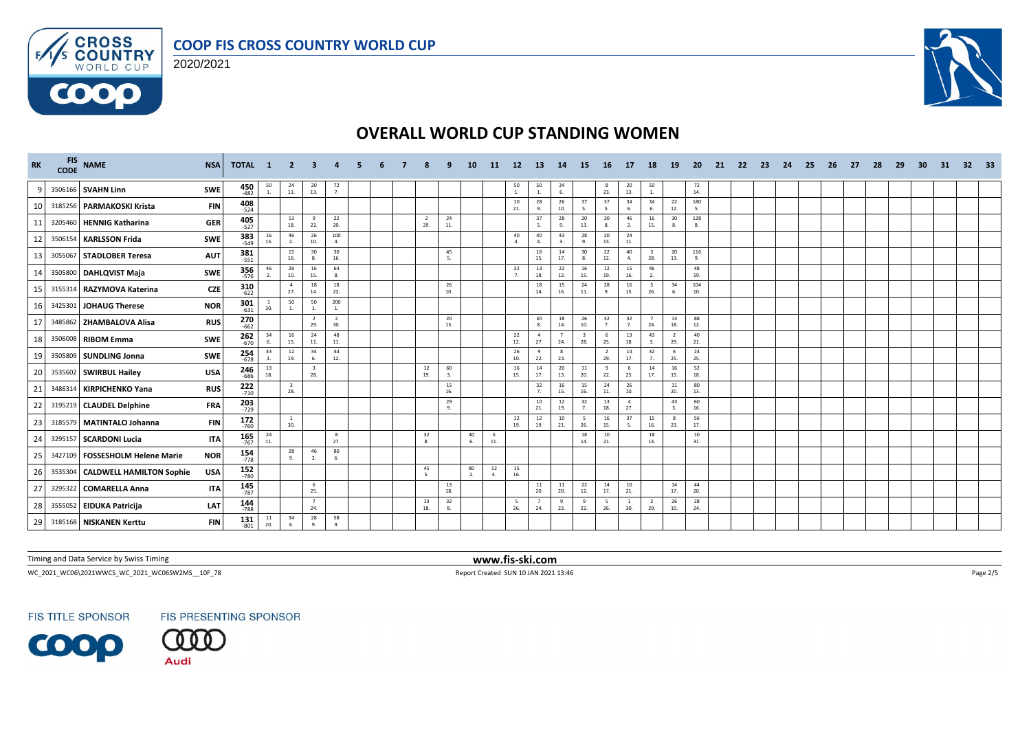# COOP FIS CROSS COUNTRY WORLD CUP

2020/2021

## OVERALL WORLD CUP STANDING WOMEN

| RK | FIS CODE | NAME | NSA | TOTAL | 1 | 2 | 3 | 4 | 5 | 6 | 7 | 8 | 9 | 10 | 11 | 12 | 13 | 14 | 15 | 16 | 17 | 18 | 19 | 20 | 21 | 22 | 23 | 24 | 25 | 26 | 27 | 28 | 29 | 30 | 31 | 32 | 33 |
|---|---|---|---|---|---|---|---|---|---|---|---|---|---|---|---|---|---|---|---|---|---|---|---|---|---|---|---|---|---|---|---|---|---|---|---|---|---|
| 9 | 3506166 | SVAHN Linn | SWE | 450 -482 | 50 1. | 24 11. | 20 13. | 72 7. | | | | | | | | 50 1. | 50 1. | 34 6. | | 8 23. | 20 13. | 50 1. | | 72 14. | | | | | | | | | | | | | |
| 10 | 3185256 | PARMAKOSKI Krista | FIN | 408 -524 | | | | | | | | | | | | 10 21. | 28 9. | 26 10. | 37 5. | 37 5. | 34 6. | 34 6. | 22 12. | 180 5. | | | | | | | | | | | | | |
| 11 | 3205460 | HENNIG Katharina | GER | 405 -527 | | 13 18. | 9 22. | 22 20. | | | | 2 29. | 24 11. | | | | 37 5. | 28 9. | 20 13. | 30 8. | 46 2. | 16 15. | 30 8. | 128 8. | | | | | | | | | | | | | |
| 12 | 3506154 | KARLSSON Frida | SWE | 383 -549 | 16 15. | 46 2. | 26 10. | 100 4. | | | | | | | | 40 4. | 40 4. | 43 3. | 28 9. | 20 13. | 24 11. | | | | | | | | | | | | | | | | |
| 13 | 3055067 | STADLOBER Teresa | AUT | 381 -551 | | 15 16. | 30 8. | 30 16. | | | | | 45 5. | | | | 16 15. | 14 17. | 30 8. | 22 12. | 40 4. | 3 28. | 20 13. | 116 9. | | | | | | | | | | | | | |
| 14 | 3505800 | DAHLQVIST Maja | SWE | 356 -576 | 46 2. | 26 10. | 16 15. | 64 8. | | | | | | | | 32 7. | 13 18. | 22 12. | 16 15. | 12 19. | 15 16. | 46 2. | | 48 19. | | | | | | | | | | | | | |
| 15 | 3155314 | RAZYMOVA Katerina | CZE | 310 -622 | | 4 27. | 18 14. | 18 22. | | | | | 26 10. | | | | 18 14. | 15 16. | 24 11. | 28 9. | 16 15. | 5 26. | 34 6. | 104 10. | | | | | | | | | | | | | |
| 16 | 3425301 | JOHAUG Therese | NOR | 301 -631 | 1 30. | 50 1. | 50 1. | 200 1. | | | | | | | | | | | | | | | | | | | | | | | | | | | | | |
| 17 | 3485862 | ZHAMBALOVA Alisa | RUS | 270 -662 | | | 2 29. | 2 30. | | | | | 20 13. | | | | 30 8. | 18 14. | 26 10. | 32 7. | 32 7. | 7 24. | 13 18. | 88 12. | | | | | | | | | | | | | |
| 18 | 3506008 | RIBOM Emma | SWE | 262 -670 | 34 6. | 16 15. | 24 11. | 48 11. | | | | | | | | 22 12. | 4 27. | 7 24. | 3 28. | 6 25. | 13 18. | 43 3. | 2 29. | 40 21. | | | | | | | | | | | | | |
| 19 | 3505809 | SUNDLING Jonna | SWE | 254 -678 | 43 3. | 12 19. | 34 6. | 44 12. | | | | | | | | 26 10. | 9 22. | 8 23. | | 2 29. | 14 17. | 32 7. | 6 25. | 24 25. | | | | | | | | | | | | | |
| 20 | 3535602 | SWIRBUL Hailey | USA | 246 -686 | 13 18. | | 3 28. | | | | | 12 19. | 60 3. | | | 16 15. | 14 17. | 20 13. | 11 20. | 9 22. | 6 25. | 14 17. | 16 15. | 52 18. | | | | | | | | | | | | | |
| 21 | 3486314 | KIRPICHENKO Yana | RUS | 222 -710 | | 3 28. | | | | | | | 15 16. | | | | 32 7. | 16 15. | 15 16. | 24 11. | 26 10. | | 11 20. | 80 13. | | | | | | | | | | | | | |
| 22 | 3195219 | CLAUDEL Delphine | FRA | 203 -729 | | | | | | | | | 29 9. | | | | 10 21. | 12 19. | 32 7. | 13 18. | 4 27. | | 43 3. | 60 16. | | | | | | | | | | | | | |
| 23 | 3185579 | MATINTALO Johanna | FIN | 172 -760 | | 1 30. | | | | | | | | | | 12 19. | 12 19. | 10 21. | 5 26. | 16 15. | 37 5. | 15 16. | 8 23. | 56 17. | | | | | | | | | | | | | |
| 24 | 3295157 | SCARDONI Lucia | ITA | 165 -767 | 24 11. | | | 8 27. | | | | 32 8. | | 40 6. | 5 11. | | | | 18 14. | 10 21. | | 18 14. | | 10 31. | | | | | | | | | | | | | |
| 25 | 3427109 | FOSSESHOLM Helene Marie | NOR | 154 -778 | | 28 9. | 46 2. | 80 6. | | | | | | | | | | | | | | | | | | | | | | | | | | | | | |
| 26 | 3535304 | CALDWELL HAMILTON Sophie | USA | 152 -780 | | | | | | | | 45 5. | | 80 2. | 12 4. | 15 16. | | | | | | | | | | | | | | | | | | | | | |
| 27 | 3295322 | COMARELLA Anna | ITA | 145 -787 | | | 6 25. | | | | | | 13 18. | | | | 11 20. | 11 20. | 22 12. | 14 17. | 10 21. | | 14 17. | 44 20. | | | | | | | | | | | | | |
| 28 | 3555052 | EIDUKA Patricija | LAT | 144 -788 | | | 7 24. | | | | | 13 18. | 32 8. | | | 5 26. | 7 24. | 9 22. | 9 22. | 5 26. | 1 30. | 2 29. | 26 10. | 28 24. | | | | | | | | | | | | | |
| 29 | 3185168 | NISKANEN Kerttu | FIN | 131 -801 | 11 20. | 34 6. | 28 9. | 58 9. | | | | | | | | | | | | | | | | | | | | | | | | | | | | | |

Timing and Data Service by Swiss Timing

www.fis-ski.com

WC_2021_WC06\2021WWCS_WC_2021_WC06SW2MS__10F_78

Report Created SUN 10 JAN 2021 13:46

FIS TITLE SPONSOR FIS PRESENTING SPONSOR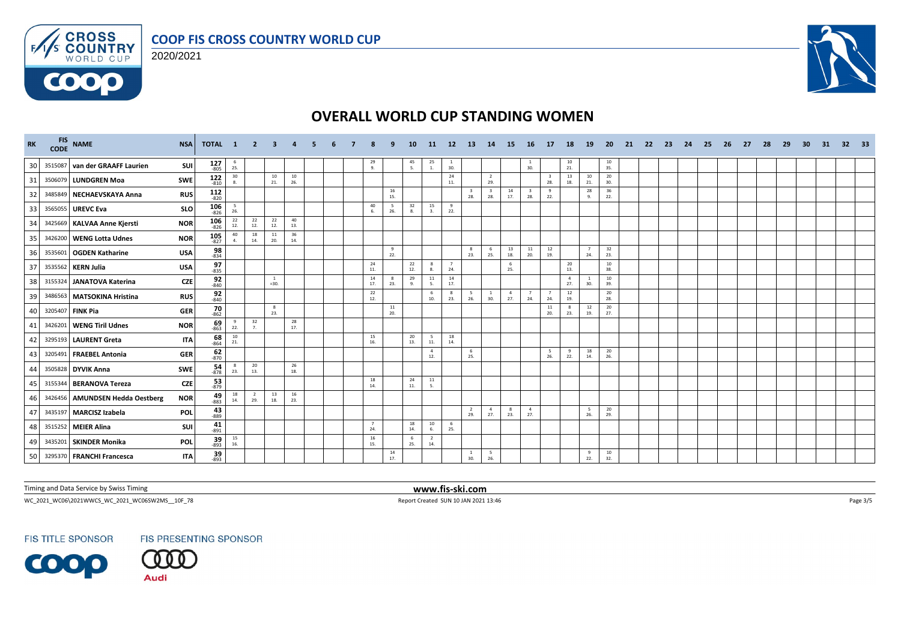# OVERALL WORLD CUP STANDING WOMEN

COOP FIS CROSS COUNTRY WORLD CUP 2020/2021

| RK | FIS CODE | NAME | NSA | TOTAL | 1 | 2 | 3 | 4 | 5 | 6 | 7 | 8 | 9 | 10 | 11 | 12 | 13 | 14 | 15 | 16 | 17 | 18 | 19 | 20 | 21 | 22 | 23 | 24 | 25 | 26 | 27 | 28 | 29 | 30 | 31 | 32 | 33 |
|---|---|---|---|---|---|---|---|---|---|---|---|---|---|---|---|---|---|---|---|---|---|---|---|---|---|---|---|---|---|---|---|---|---|---|---|---|---|
| 30 | 3515087 | van der GRAAFF Laurien | SUI | 127 -805 | 6 25. | | | | | | | 29 9. | | 45 5. | 25 1. | 1 30. | | | | 1 30. | | 10 21. | | 10 35. | | | | | | | | | | | | | |
| 31 | 3506079 | LUNDGREN Moa | SWE | 122 -810 | 30 8. | | 10 21. | 10 26. | | | | | | | | 24 11. | | 2 29. | | | 3 28. | 13 18. | 10 21. | 20 30. | | | | | | | | | | | | | |
| 32 | 3485849 | NECHAEVSKAYA Anna | RUS | 112 -820 | | | | | | | | | 16 15. | | | | 3 28. | 3 28. | 14 17. | 3 28. | 9 22. | | 28 9. | 36 22. | | | | | | | | | | | | | |
| 33 | 3565055 | UREVC Eva | SLO | 106 -826 | 5 26. | | | | | | | 40 6. | 5 26. | 32 8. | 15 3. | 9 22. | | | | | | | | | | | | | | | | | | | | | |
| 34 | 3425669 | KALVAA Anne Kjersti | NOR | 106 -826 | 22 12. | 22 12. | 22 12. | 40 13. | | | | | | | | | | | | | | | | | | | | | | | | | | | | | |
| 35 | 3426200 | WENG Lotta Udnes | NOR | 105 -827 | 40 4. | 18 14. | 11 20. | 36 14. | | | | | | | | | | | | | | | | | | | | | | | | | | | | | |
| 36 | 3535601 | OGDEN Katharine | USA | 98 -834 | | | | | | | | | 9 22. | | | | 8 23. | 6 25. | 13 18. | 11 20. | 12 19. | | 7 24. | 32 23. | | | | | | | | | | | | | |
| 37 | 3535562 | KERN Julia | USA | 97 -835 | | | | | | | | 24 11. | | 22 12. | 8 8. | 7 24. | | | 6 25. | | | 20 13. | | 10 38. | | | | | | | | | | | | | |
| 38 | 3155324 | JANATOVA Katerina | CZE | 92 -840 | | | 1 =30. | | | | | 14 17. | 8 23. | 29 9. | 11 5. | 14 17. | | | | | | 4 27. | 1 30. | 10 39. | | | | | | | | | | | | | |
| 39 | 3486563 | MATSOKINA Hristina | RUS | 92 -840 | | | | | | | | 22 12. | | | 6 10. | 8 23. | 5 26. | 1 30. | 4 27. | 7 24. | 7 24. | 12 19. | | 20 28. | | | | | | | | | | | | | |
| 40 | 3205407 | FINK Pia | GER | 70 -862 | | | 8 23. | | | | | | 11 20. | | | | | | | | 11 20. | 8 23. | 12 19. | 20 27. | | | | | | | | | | | | | |
| 41 | 3426201 | WENG Tiril Udnes | NOR | 69 -863 | 9 22. | 32 7. | | 28 17. | | | | | | | | | | | | | | | | | | | | | | | | | | | | | |
| 42 | 3295193 | LAURENT Greta | ITA | 68 -864 | 10 21. | | | | | | | 15 16. | | 20 13. | 5 11. | 18 14. | | | | | | | | | | | | | | | | | | | | | |
| 43 | 3205491 | FRAEBEL Antonia | GER | 62 -870 | | | | | | | | | | | 4 12. | | 6 25. | | | | 5 26. | 9 22. | 18 14. | 20 26. | | | | | | | | | | | | | |
| 44 | 3505828 | DYVIK Anna | SWE | 54 -878 | 8 23. | 20 13. | | 26 18. | | | | | | | | | | | | | | | | | | | | | | | | | | | | | |
| 45 | 3155344 | BERANOVA Tereza | CZE | 53 -879 | | | | | | | | 18 14. | | 24 11. | 11 5. | | | | | | | | | | | | | | | | | | | | | | |
| 46 | 3426456 | AMUNDSEN Hedda Oestberg | NOR | 49 -883 | 18 14. | 2 29. | 13 18. | 16 23. | | | | | | | | | | | | | | | | | | | | | | | | | | | | | |
| 47 | 3435197 | MARCISZ Izabela | POL | 43 -889 | | | | | | | | | | | | | 2 29. | 4 27. | 8 23. | 4 27. | | | 5 26. | 20 29. | | | | | | | | | | | | | |
| 48 | 3515252 | MEIER Alina | SUI | 41 -891 | | | | | | | | 7 24. | | 18 14. | 10 6. | 6 25. | | | | | | | | | | | | | | | | | | | | | |
| 49 | 3435201 | SKINDER Monika | POL | 39 -893 | 15 16. | | | | | | | 16 15. | | 6 25. | 2 14. | | | | | | | | | | | | | | | | | | | | | | |
| 50 | 3295370 | FRANCHI Francesca | ITA | 39 -893 | | | | | | | | | 14 17. | | | | 1 30. | 5 26. | | | | | 9 22. | 10 32. | | | | | | | | | | | | | |

Timing and Data Service by Swiss Timing

www.fis-ski.com

WC_2021_WC06\2021WWCS_WC_2021_WC06SW2MS__10F_78

Report Created SUN 10 JAN 2021 13:46

FIS TITLE SPONSOR

FIS PRESENTING SPONSOR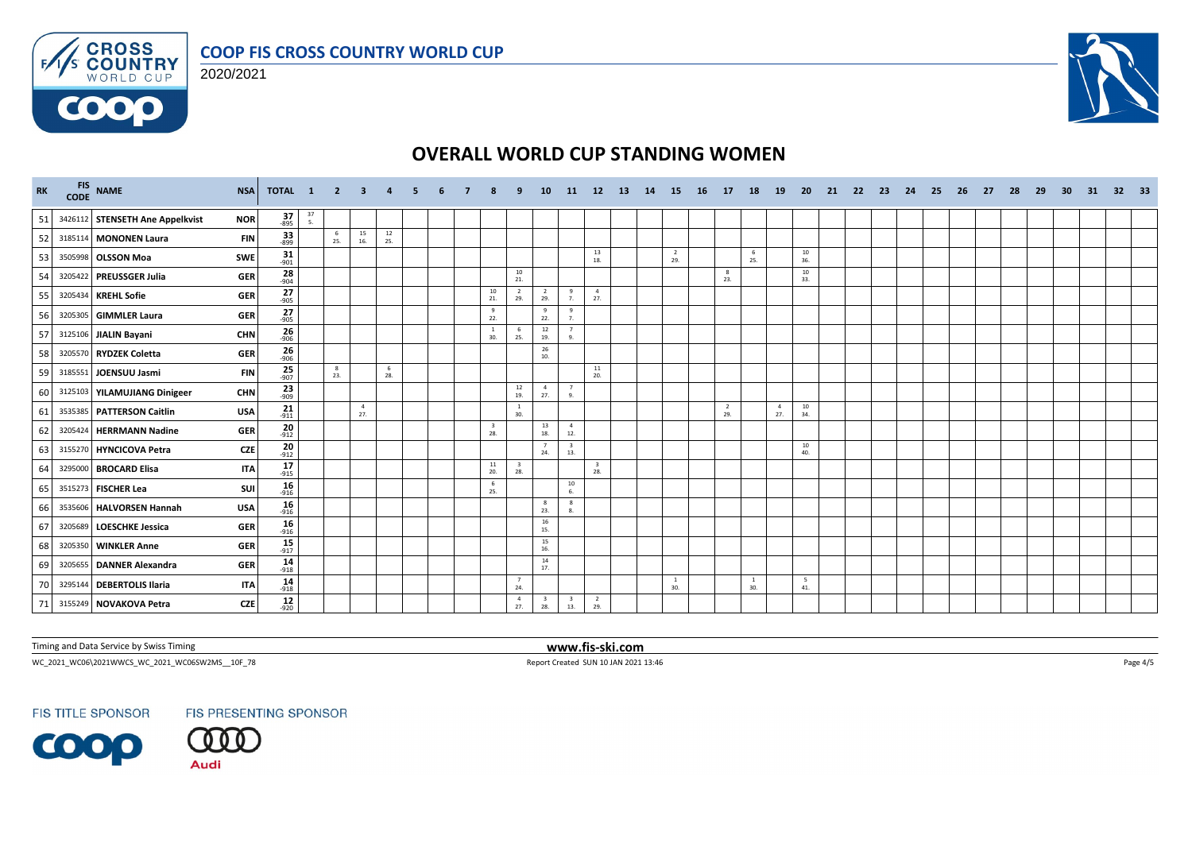# OVERALL WORLD CUP STANDING WOMEN

COOP FIS CROSS COUNTRY WORLD CUP 2020/2021

| RK | FIS CODE | NAME | NSA | TOTAL | 1 | 2 | 3 | 4 | 5 | 6 | 7 | 8 | 9 | 10 | 11 | 12 | 13 | 14 | 15 | 16 | 17 | 18 | 19 | 20 | 21 | 22 | 23 | 24 | 25 | 26 | 27 | 28 | 29 | 30 | 31 | 32 | 33 |
|---|---|---|---|---|---|---|---|---|---|---|---|---|---|---|---|---|---|---|---|---|---|---|---|---|---|---|---|---|---|---|---|---|---|---|---|---|---|
| 51 | 3426112 | STENSETH Ane Appelkvist | NOR | 37 -895 | 37 5. | | | | | | | | | | | | | | | | | | | | | | | | | | | | | | | | |
| 52 | 3185114 | MONONEN Laura | FIN | 33 -899 | | 6 25. | 15 16. | 12 25. | | | | | | | | | | | | | | | | | | | | | | | | | | | | | |
| 53 | 3505998 | OLSSON Moa | SWE | 31 -901 | | | | | | | | | | | | 13 18. | | | 2 29. | | | 6 25. | | 10 36. | | | | | | | | | | | | | |
| 54 | 3205422 | PREUSSGER Julia | GER | 28 -904 | | | | | | | | | 10 21. | | | | | | | | 8 23. | | | 10 33. | | | | | | | | | | | | | |
| 55 | 3205434 | KREHL Sofie | GER | 27 -905 | | | | | | | | 10 21. | 2 29. | 2 29. | 9 7. | 4 27. | | | | | | | | | | | | | | | | | | | | | |
| 56 | 3205305 | GIMMLER Laura | GER | 27 -905 | | | | | | | | 9 22. | | 9 22. | 9 7. | | | | | | | | | | | | | | | | | | | | | | |
| 57 | 3125106 | JIALIN Bayani | CHN | 26 -906 | | | | | | | | 1 30. | 6 25. | 12 19. | 7 9. | | | | | | | | | | | | | | | | | | | | | | |
| 58 | 3205570 | RYDZEK Coletta | GER | 26 -906 | | | | | | | | | | 26 10. | | | | | | | | | | | | | | | | | | | | | | | |
| 59 | 3185551 | JOENSUU Jasmi | FIN | 25 -907 | | 8 23. | | 6 28. | | | | | | | | 11 20. | | | | | | | | | | | | | | | | | | | | | |
| 60 | 3125103 | YILAMUJIANG Dinigeer | CHN | 23 -909 | | | | | | | | | 12 19. | 4 27. | 7 9. | | | | | | | | | | | | | | | | | | | | | | |
| 61 | 3535385 | PATTERSON Caitlin | USA | 21 -911 | | | 4 27. | | | | | | 1 30. | | | | | | | | 2 29. | | 4 27. | 10 34. | | | | | | | | | | | | | |
| 62 | 3205424 | HERRMANN Nadine | GER | 20 -912 | | | | | | | | 3 28. | | 13 18. | 4 12. | | | | | | | | | | | | | | | | | | | | | | |
| 63 | 3155270 | HYNCICOVA Petra | CZE | 20 -912 | | | | | | | | | | 7 24. | 3 13. | | | | | | | | | 10 40. | | | | | | | | | | | | | |
| 64 | 3295000 | BROCARD Elisa | ITA | 17 -915 | | | | | | | | 11 20. | 3 28. | | | 3 28. | | | | | | | | | | | | | | | | | | | | | |
| 65 | 3515273 | FISCHER Lea | SUI | 16 -916 | | | | | | | | 6 25. | | | 10 6. | | | | | | | | | | | | | | | | | | | | | | |
| 66 | 3535606 | HALVORSEN Hannah | USA | 16 -916 | | | | | | | | | | 8 23. | 8 8. | | | | | | | | | | | | | | | | | | | | | | |
| 67 | 3205689 | LOESCHKE Jessica | GER | 16 -916 | | | | | | | | | | 16 15. | | | | | | | | | | | | | | | | | | | | | | | |
| 68 | 3205350 | WINKLER Anne | GER | 15 -917 | | | | | | | | | | 15 16. | | | | | | | | | | | | | | | | | | | | | | | |
| 69 | 3205655 | DANNER Alexandra | GER | 14 -918 | | | | | | | | | | 14 17. | | | | | | | | | | | | | | | | | | | | | | | |
| 70 | 3295144 | DEBERTOLIS Ilaria | ITA | 14 -918 | | | | | | | | | 7 24. | | | | | | 1 30. | | | 1 30. | | 5 41. | | | | | | | | | | | | | |
| 71 | 3155249 | NOVAKOVA Petra | CZE | 12 -920 | | | | | | | | | 4 27. | 3 28. | 3 13. | 2 29. | | | | | | | | | | | | | | | | | | | | | |

Timing and Data Service by Swiss Timing

www.fis-ski.com

WC_2021_WC06\2021WWCS_WC_2021_WC06SW2MS__10F_78

Report Created SUN 10 JAN 2021 13:46

FIS TITLE SPONSOR FIS PRESENTING SPONSOR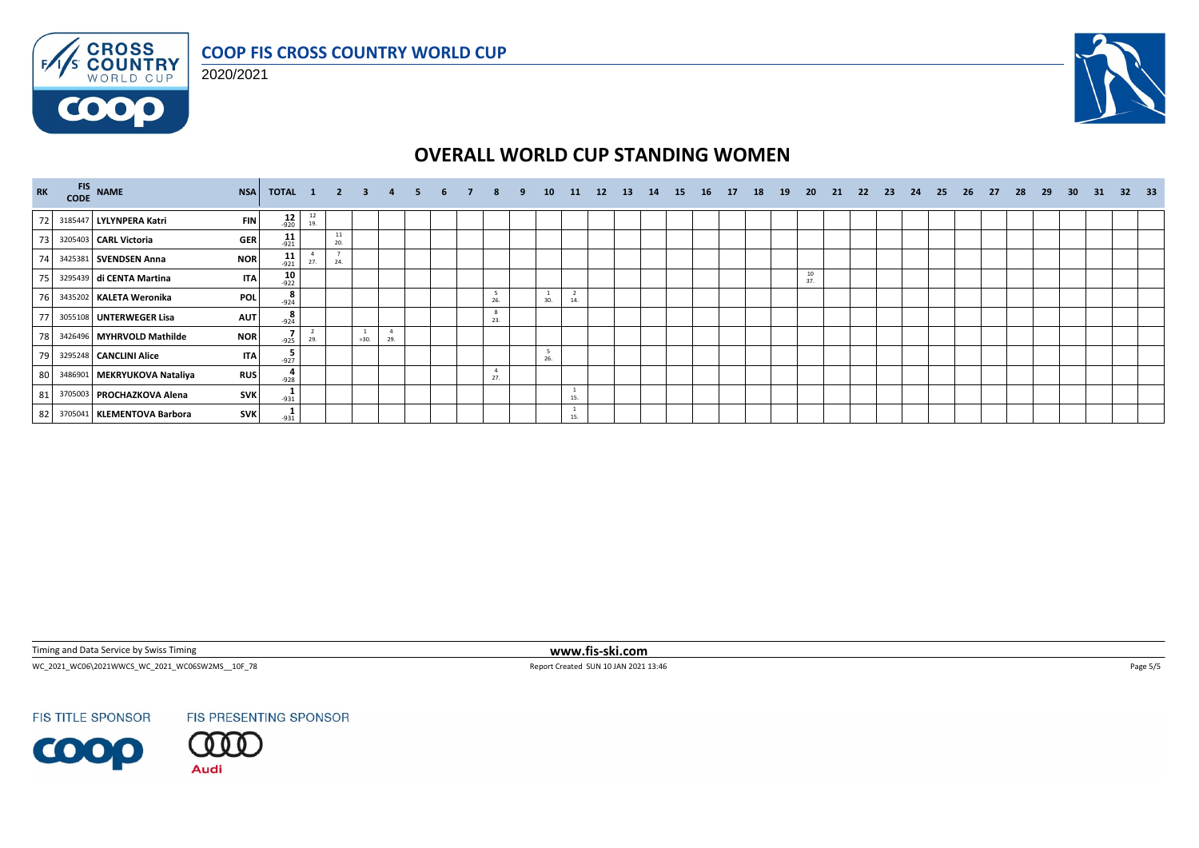# COOP FIS CROSS COUNTRY WORLD CUP

2020/2021

## OVERALL WORLD CUP STANDING WOMEN

| RK | FIS CODE | NAME | NSA | TOTAL | 1 | 2 | 3 | 4 | 5 | 6 | 7 | 8 | 9 | 10 | 11 | 12 | 13 | 14 | 15 | 16 | 17 | 18 | 19 | 20 | 21 | 22 | 23 | 24 | 25 | 26 | 27 | 28 | 29 | 30 | 31 | 32 | 33 |
|---|---|---|---|---|---|---|---|---|---|---|---|---|---|---|---|---|---|---|---|---|---|---|---|---|---|---|---|---|---|---|---|---|---|---|---|---|---|
| 72 | 3185447 | LYLYNPERA Katri | FIN | 12 -920 | 12 19. | | | | | | | | | | | | | | | | | | | | | | | | | | | | | | | | |
| 73 | 3205403 | CARL Victoria | GER | 11 -921 | | 11 20. | | | | | | | | | | | | | | | | | | | | | | | | | | | | | | | |
| 74 | 3425381 | SVENDSEN Anna | NOR | 11 -921 | 4 27. | 7 24. | | | | | | | | | | | | | | | | | | | | | | | | | | | | | | | |
| 75 | 3295439 | di CENTA Martina | ITA | 10 -922 | | | | | | | | | | | | | | | | | | | | 10 37. | | | | | | | | | | | | | |
| 76 | 3435202 | KALETA Weronika | POL | 8 -924 | | | | | | | | 5 26. | | 1 30. | 2 14. | | | | | | | | | | | | | | | | | | | | | | |
| 77 | 3055108 | UNTERWEGER Lisa | AUT | 8 -924 | | | | | | | | 8 23. | | | | | | | | | | | | | | | | | | | | | | | | | |
| 78 | 3426496 | MYHRVOLD Mathilde | NOR | 7 -925 | 2 29. | | 1 =30. | 4 29. | | | | | | | | | | | | | | | | | | | | | | | | | | | | | |
| 79 | 3295248 | CANCLINI Alice | ITA | 5 -927 | | | | | | | | | | 5 26. | | | | | | | | | | | | | | | | | | | | | | | |
| 80 | 3486901 | MEKRYUKOVA Nataliya | RUS | 4 -928 | | | | | | | | 4 27. | | | | | | | | | | | | | | | | | | | | | | | | | |
| 81 | 3705003 | PROCHAZKOVA Alena | SVK | 1 -931 | | | | | | | | | | | 1 15. | | | | | | | | | | | | | | | | | | | | | | |
| 82 | 3705041 | KLEMENTOVA Barbora | SVK | 1 -931 | | | | | | | | | | | 1 15. | | | | | | | | | | | | | | | | | | | | | | |

Timing and Data Service by Swiss Timing

www.fis-ski.com

WC_2021_WC06\2021WWCS_WC_2021_WC06SW2MS__10F_78

Report Created SUN 10 JAN 2021 13:46

FIS TITLE SPONSOR

FIS PRESENTING SPONSOR

Audi